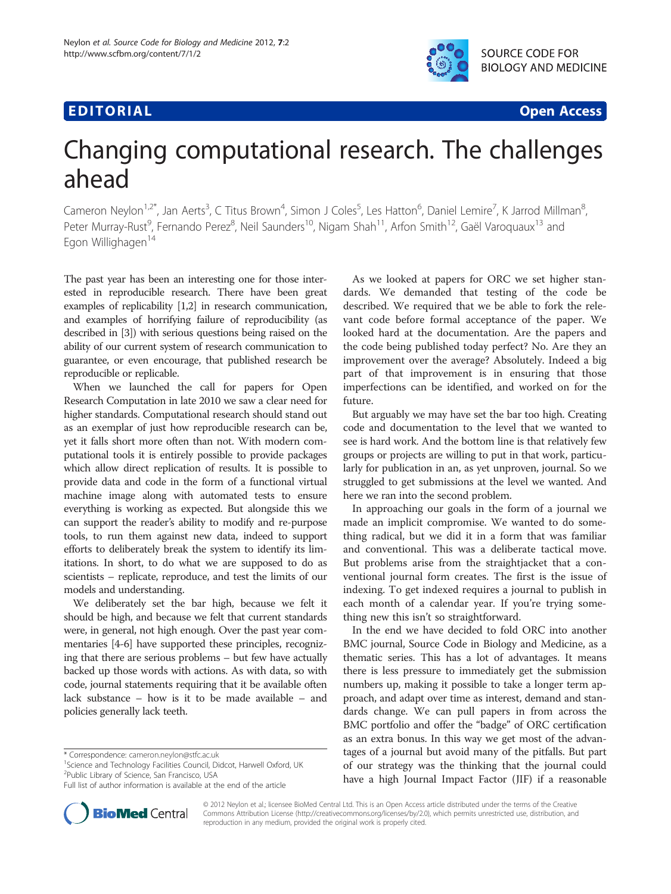**EDITORIAL** **Open Access**

# Changing computational research. The challenges ahead

Cameron Neylon[1,2*], Jan Aerts[3], C Titus Brown[4], Simon J Coles[5], Les Hatton[6], Daniel Lemire[7], K Jarrod Millman[8], Peter Murray-Rust[9], Fernando Perez[8], Neil Saunders[10], Nigam Shah[11], Arfon Smith[12], Gaël Varoquaux[13] and Egon Willighagen[14]

The past year has been an interesting one for those interested in reproducible research. There have been great examples of replicability [1,2] in research communication, and examples of horrifying failure of reproducibility (as described in [3]) with serious questions being raised on the ability of our current system of research communication to guarantee, or even encourage, that published research be reproducible or replicable.

When we launched the call for papers for Open Research Computation in late 2010 we saw a clear need for higher standards. Computational research should stand out as an exemplar of just how reproducible research can be, yet it falls short more often than not. With modern computational tools it is entirely possible to provide packages which allow direct replication of results. It is possible to provide data and code in the form of a functional virtual machine image along with automated tests to ensure everything is working as expected. But alongside this we can support the reader's ability to modify and re-purpose tools, to run them against new data, indeed to support efforts to deliberately break the system to identify its limitations. In short, to do what we are supposed to do as scientists – replicate, reproduce, and test the limits of our models and understanding.

We deliberately set the bar high, because we felt it should be high, and because we felt that current standards were, in general, not high enough. Over the past year commentaries [4-6] have supported these principles, recognizing that there are serious problems – but few have actually backed up those words with actions. As with data, so with code, journal statements requiring that it be available often lack substance – how is it to be made available – and policies generally lack teeth.

As we looked at papers for ORC we set higher standards. We demanded that testing of the code be described. We required that we be able to fork the relevant code before formal acceptance of the paper. We looked hard at the documentation. Are the papers and the code being published today perfect? No. Are they an improvement over the average? Absolutely. Indeed a big part of that improvement is in ensuring that those imperfections can be identified, and worked on for the future.

But arguably we may have set the bar too high. Creating code and documentation to the level that we wanted to see is hard work. And the bottom line is that relatively few groups or projects are willing to put in that work, particularly for publication in an, as yet unproven, journal. So we struggled to get submissions at the level we wanted. And here we ran into the second problem.

In approaching our goals in the form of a journal we made an implicit compromise. We wanted to do something radical, but we did it in a form that was familiar and conventional. This was a deliberate tactical move. But problems arise from the straightjacket that a conventional journal form creates. The first is the issue of indexing. To get indexed requires a journal to publish in each month of a calendar year. If you're trying something new this isn't so straightforward.

In the end we have decided to fold ORC into another BMC journal, Source Code in Biology and Medicine, as a thematic series. This has a lot of advantages. It means there is less pressure to immediately get the submission numbers up, making it possible to take a longer term approach, and adapt over time as interest, demand and standards change. We can pull papers in from across the BMC portfolio and offer the "badge" of ORC certification as an extra bonus. In this way we get most of the advantages of a journal but avoid many of the pitfalls. But part of our strategy was the thinking that the journal could have a high Journal Impact Factor (JIF) if a reasonable

\* Correspondence: cameron.neylon@stfc.ac.uk
[1]Science and Technology Facilities Council, Didcot, Harwell Oxford, UK
[2]Public Library of Science, San Francisco, USA
Full list of author information is available at the end of the article

© 2012 Neylon et al.; licensee BioMed Central Ltd. This is an Open Access article distributed under the terms of the Creative Commons Attribution License (http://creativecommons.org/licenses/by/2.0), which permits unrestricted use, distribution, and reproduction in any medium, provided the original work is properly cited.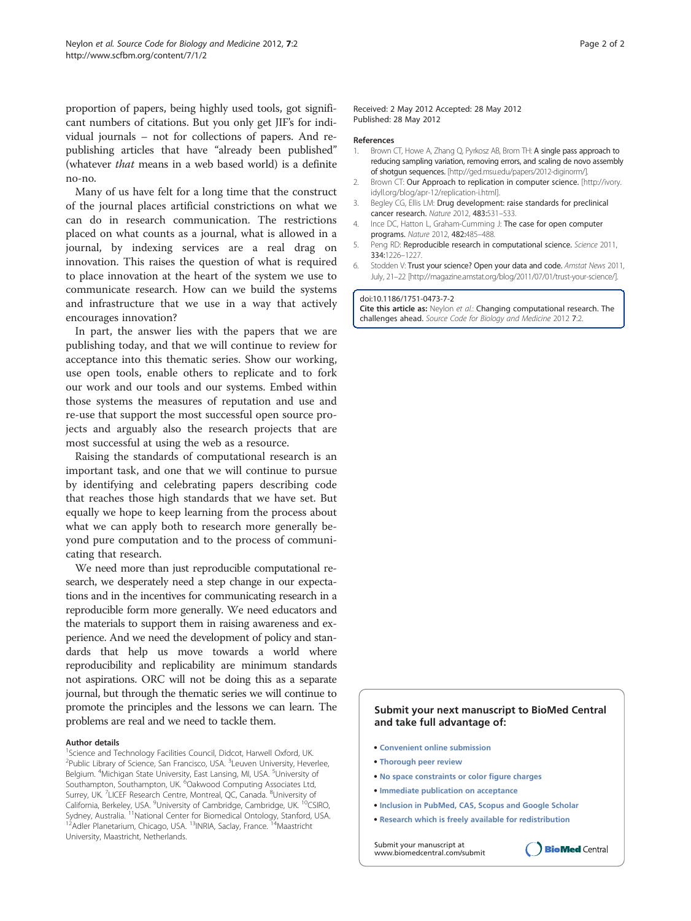proportion of papers, being highly used tools, got significant numbers of citations. But you only get JIF's for individual journals – not for collections of papers. And republishing articles that have "already been published" (whatever *that* means in a web based world) is a definite no-no.

Many of us have felt for a long time that the construct of the journal places artificial constrictions on what we can do in research communication. The restrictions placed on what counts as a journal, what is allowed in a journal, by indexing services are a real drag on innovation. This raises the question of what is required to place innovation at the heart of the system we use to communicate research. How can we build the systems and infrastructure that we use in a way that actively encourages innovation?

In part, the answer lies with the papers that we are publishing today, and that we will continue to review for acceptance into this thematic series. Show our working, use open tools, enable others to replicate and to fork our work and our tools and our systems. Embed within those systems the measures of reputation and use and re-use that support the most successful open source projects and arguably also the research projects that are most successful at using the web as a resource.

Raising the standards of computational research is an important task, and one that we will continue to pursue by identifying and celebrating papers describing code that reaches those high standards that we have set. But equally we hope to keep learning from the process about what we can apply both to research more generally beyond pure computation and to the process of communicating that research.

We need more than just reproducible computational research, we desperately need a step change in our expectations and in the incentives for communicating research in a reproducible form more generally. We need educators and the materials to support them in raising awareness and experience. And we need the development of policy and standards that help us move towards a world where reproducibility and replicability are minimum standards not aspirations. ORC will not be doing this as a separate journal, but through the thematic series we will continue to promote the principles and the lessons we can learn. The problems are real and we need to tackle them.

#### Author details

[1]Science and Technology Facilities Council, Didcot, Harwell Oxford, UK. [2]Public Library of Science, San Francisco, USA. [3]Leuven University, Heverlee, Belgium. [4]Michigan State University, East Lansing, MI, USA. [5]University of Southampton, Southampton, UK. [6]Oakwood Computing Associates Ltd, Surrey, UK. [7]LICEF Research Centre, Montreal, QC, Canada. [8]University of California, Berkeley, USA. [9]University of Cambridge, Cambridge, UK. [10]CSIRO, Sydney, Australia. [11]National Center for Biomedical Ontology, Stanford, USA. [12]Adler Planetarium, Chicago, USA. [13]INRIA, Saclay, France. [14]Maastricht University, Maastricht, Netherlands.

Received: 2 May 2012 Accepted: 28 May 2012
Published: 28 May 2012

#### References

1. Brown CT, Howe A, Zhang Q, Pyrkosz AB, Brom TH: **A single pass approach to reducing sampling variation, removing errors, and scaling de novo assembly of shotgun sequences.** [http://ged.msu.edu/papers/2012-diginorm/].
2. Brown CT: **Our Approach to replication in computer science.** [http://ivory.idyll.org/blog/apr-12/replication-i.html].
3. Begley CG, Ellis LM: **Drug development: raise standards for preclinical cancer research.** *Nature* 2012, **483:**531–533.
4. Ince DC, Hatton L, Graham-Cumming J: **The case for open computer programs.** *Nature* 2012, **482:**485–488.
5. Peng RD: **Reproducible research in computational science.** *Science* 2011, **334:**1226–1227.
6. Stodden V: **Trust your science? Open your data and code.** *Amstat News* 2011, July, 21–22 [http://magazine.amstat.org/blog/2011/07/01/trust-your-science/].

doi:10.1186/1751-0473-7-2
**Cite this article as:** Neylon *et al.*: Changing computational research. The challenges ahead. *Source Code for Biology and Medicine* 2012 **7**:2.

**Submit your next manuscript to BioMed Central and take full advantage of:**

- **Convenient online submission**
- **Thorough peer review**
- **No space constraints or color figure charges**
- **Immediate publication on acceptance**
- **Inclusion in PubMed, CAS, Scopus and Google Scholar**
- **Research which is freely available for redistribution**

Submit your manuscript at
www.biomedcentral.com/submit

BioMed Central